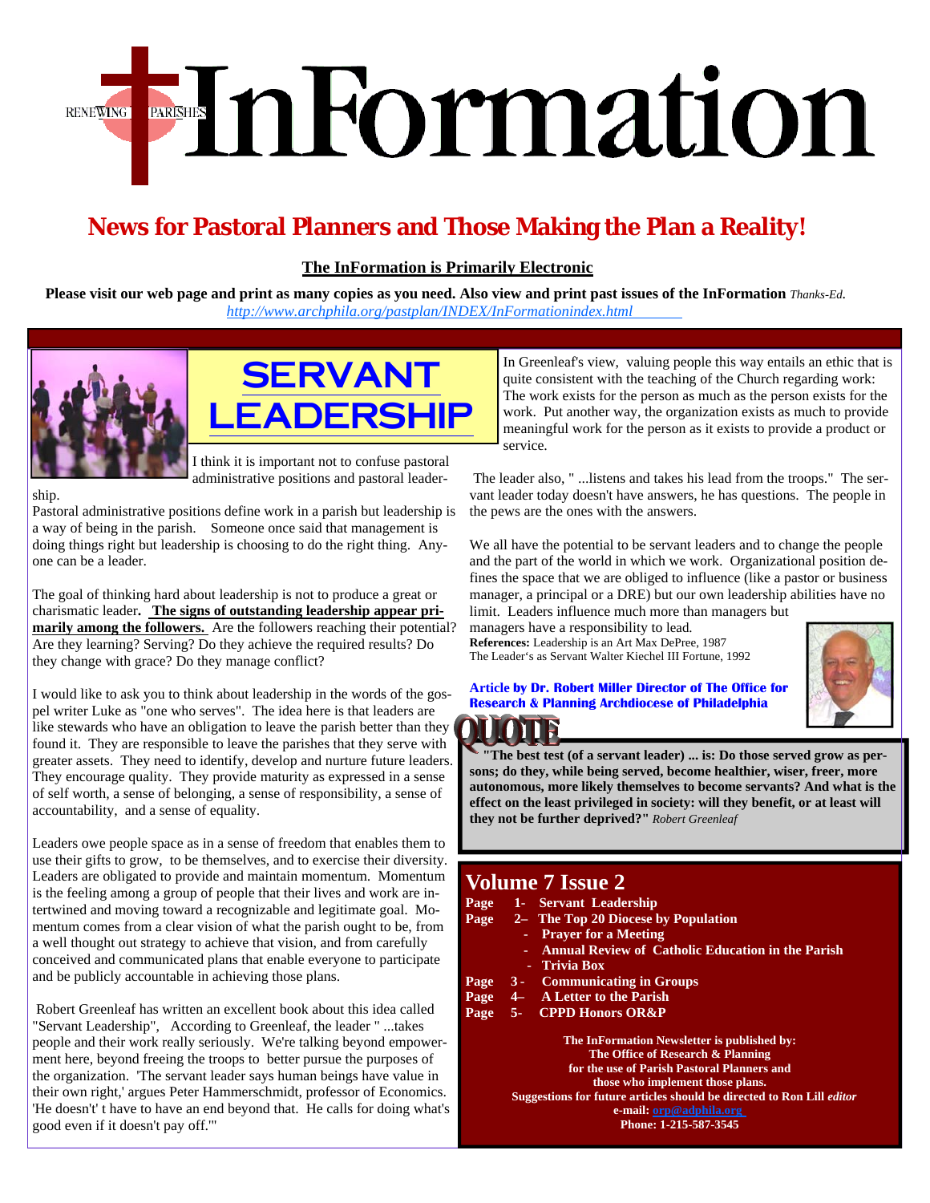# InFormation

RENEWING PARISHES

## News for Pastoral Planners and Those Making the Plan a Reality!

**The InFormation is Primarily Electronic**

**Please visit our web page and print as many copies as you need. Also view and print past issues of the InFormation** *Thanks-Ed.*
*http://www.archphila.org/pastplan/INDEX/InFormationindex.html*

## SERVANT LEADERSHIP

I think it is important not to confuse pastoral administrative positions and pastoral leadership.

Pastoral administrative positions define work in a parish but leadership is a way of being in the parish. Someone once said that management is doing things right but leadership is choosing to do the right thing. Anyone can be a leader.

The goal of thinking hard about leadership is not to produce a great or charismatic leader**. The signs of outstanding leadership appear primarily among the followers.** Are the followers reaching their potential? Are they learning? Serving? Do they achieve the required results? Do they change with grace? Do they manage conflict?

I would like to ask you to think about leadership in the words of the gospel writer Luke as "one who serves". The idea here is that leaders are like stewards who have an obligation to leave the parish better than they found it. They are responsible to leave the parishes that they serve with greater assets. They need to identify, develop and nurture future leaders. They encourage quality. They provide maturity as expressed in a sense of self worth, a sense of belonging, a sense of responsibility, a sense of accountability, and a sense of equality.

Leaders owe people space as in a sense of freedom that enables them to use their gifts to grow, to be themselves, and to exercise their diversity. Leaders are obligated to provide and maintain momentum. Momentum is the feeling among a group of people that their lives and work are intertwined and moving toward a recognizable and legitimate goal. Momentum comes from a clear vision of what the parish ought to be, from a well thought out strategy to achieve that vision, and from carefully conceived and communicated plans that enable everyone to participate and be publicly accountable in achieving those plans.

Robert Greenleaf has written an excellent book about this idea called "Servant Leadership", According to Greenleaf, the leader " ...takes people and their work really seriously. We're talking beyond empowerment here, beyond freeing the troops to better pursue the purposes of the organization. 'The servant leader says human beings have value in their own right,' argues Peter Hammerschmidt, professor of Economics. 'He doesn't' t have to have an end beyond that. He calls for doing what's good even if it doesn't pay off.'"

In Greenleaf's view, valuing people this way entails an ethic that is quite consistent with the teaching of the Church regarding work: The work exists for the person as much as the person exists for the work. Put another way, the organization exists as much to provide meaningful work for the person as it exists to provide a product or service.

The leader also, " ...listens and takes his lead from the troops." The servant leader today doesn't have answers, he has questions. The people in the pews are the ones with the answers.

We all have the potential to be servant leaders and to change the people and the part of the world in which we work. Organizational position defines the space that we are obliged to influence (like a pastor or business manager, a principal or a DRE) but our own leadership abilities have no limit. Leaders influence much more than managers but managers have a responsibility to lead.

**References:** Leadership is an Art Max DePree, 1987
The Leader's as Servant Walter Kiechel III Fortune, 1992

**Article by Dr. Robert Miller Director of The Office for Research & Planning Archdiocese of Philadelphia**

### QUOTE

**"The best test (of a servant leader) ... is: Do those served grow as persons; do they, while being served, become healthier, wiser, freer, more autonomous, more likely themselves to become servants? And what is the effect on the least privileged in society: will they benefit, or at least will they not be further deprived?"** *Robert Greenleaf*

## Volume 7 Issue 2

**Page 1- Servant Leadership**
**Page 2– The Top 20 Diocese by Population**
- **Prayer for a Meeting**
- **Annual Review of Catholic Education in the Parish**
- **Trivia Box**

**Page 3 - Communicating in Groups**
**Page 4– A Letter to the Parish**
**Page 5- CPPD Honors OR&P**

**The InFormation Newsletter is published by:**
**The Office of Research & Planning**
**for the use of Parish Pastoral Planners and those who implement those plans.**
**Suggestions for future articles should be directed to Ron Lill** ***editor***
**e-mail: orp@adphila.org**
**Phone: 1-215-587-3545**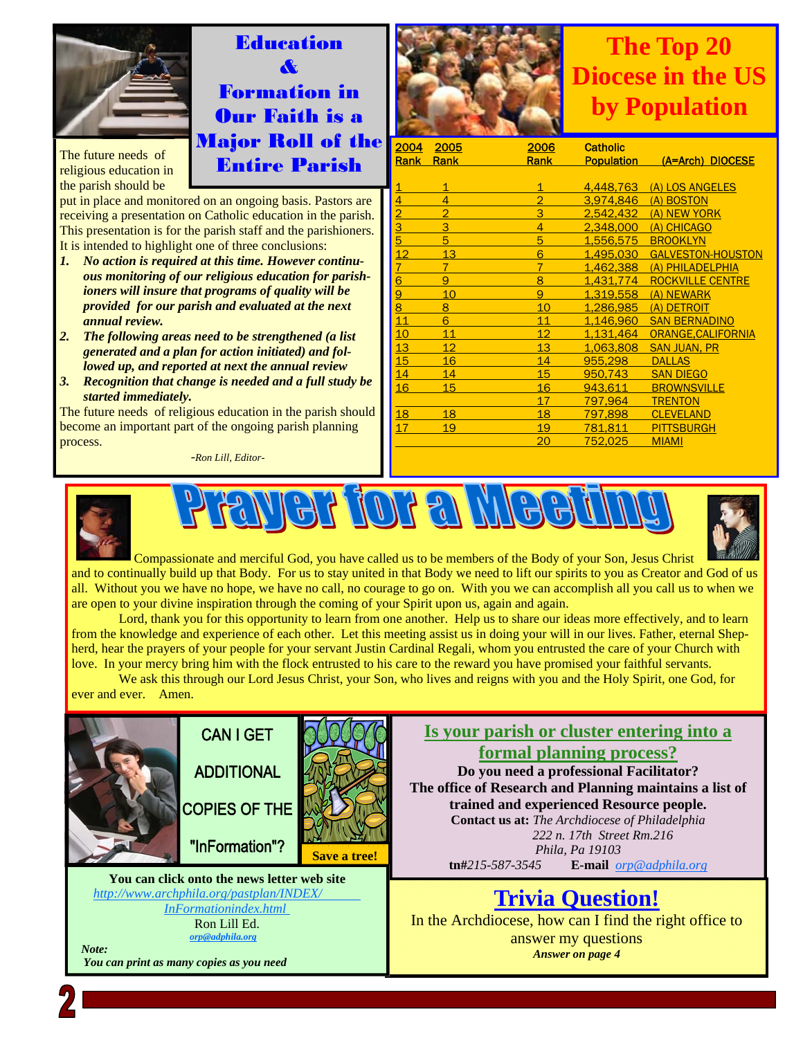## Education & Formation in Our Faith is a Major Roll of the Entire Parish

The future needs of religious education in the parish should be put in place and monitored on an ongoing basis. Pastors are receiving a presentation on Catholic education in the parish. This presentation is for the parish staff and the parishioners. It is intended to highlight one of three conclusions:

1. ***No action is required at this time. However continuous monitoring of our religious education for parishioners will insure that programs of quality will be provided for our parish and evaluated at the next annual review.***
2. ***The following areas need to be strengthened (a list generated and a plan for action initiated) and followed up, and reported at next the annual review***
3. ***Recognition that change is needed and a full study be started immediately.***

The future needs of religious education in the parish should become an important part of the ongoing parish planning process.

*-Ron Lill, Editor-*

## The Top 20 Diocese in the US by Population

| 2004 Rank | 2005 Rank | 2006 Rank | Catholic Population | (A=Arch) DIOCESE |
|---|---|---|---|---|
| 1 | 1 | 1 | 4,448,763 | (A) LOS ANGELES |
| 4 | 4 | 2 | 3,974,846 | (A) BOSTON |
| 2 | 2 | 3 | 2,542,432 | (A) NEW YORK |
| 3 | 3 | 4 | 2,348,000 | (A) CHICAGO |
| 5 | 5 | 5 | 1,556,575 | BROOKLYN |
| 12 | 13 | 6 | 1,495,030 | GALVESTON-HOUSTON |
| 7 | 7 | 7 | 1,462,388 | (A) PHILADELPHIA |
| 6 | 9 | 8 | 1,431,774 | ROCKVILLE CENTRE |
| 9 | 10 | 9 | 1,319,558 | (A) NEWARK |
| 8 | 8 | 10 | 1,286,985 | (A) DETROIT |
| 11 | 6 | 11 | 1,146,960 | SAN BERNADINO |
| 10 | 11 | 12 | 1,131,464 | ORANGE,CALIFORNIA |
| 13 | 12 | 13 | 1,063,808 | SAN JUAN, PR |
| 15 | 16 | 14 | 955,298 | DALLAS |
| 14 | 14 | 15 | 950,743 | SAN DIEGO |
| 16 | 15 | 16 | 943,611 | BROWNSVILLE |
| | | 17 | 797,964 | TRENTON |
| 18 | 18 | 18 | 797,898 | CLEVELAND |
| 17 | 19 | 19 | 781,811 | PITTSBURGH |
| | | 20 | 752,025 | MIAMI |

## Prayer for a Meeting

Compassionate and merciful God, you have called us to be members of the Body of your Son, Jesus Christ and to continually build up that Body. For us to stay united in that Body we need to lift our spirits to you as Creator and God of us all. Without you we have no hope, we have no call, no courage to go on. With you we can accomplish all you call us to when we are open to your divine inspiration through the coming of your Spirit upon us, again and again.

Lord, thank you for this opportunity to learn from one another. Help us to share our ideas more effectively, and to learn from the knowledge and experience of each other. Let this meeting assist us in doing your will in our lives. Father, eternal Shepherd, hear the prayers of your people for your servant Justin Cardinal Regali, whom you entrusted the care of your Church with love. In your mercy bring him with the flock entrusted to his care to the reward you have promised your faithful servants.

We ask this through our Lord Jesus Christ, your Son, who lives and reigns with you and the Holy Spirit, one God, for ever and ever. Amen.

### CAN I GET ADDITIONAL COPIES OF THE "InFormation"?

**Save a tree!**

**You can click onto the news letter web site**
*http://www.archphila.org/pastplan/INDEX/InFormationindex.html*
Ron Lill Ed.
*orp@adphila.org*

***Note:***
***You can print as many copies as you need***

### Is your parish or cluster entering into a formal planning process?

**Do you need a professional Facilitator?**
**The office of Research and Planning maintains a list of trained and experienced Resource people.**
**Contact us at:** *The Archdiocese of Philadelphia*
*222 n. 17th Street Rm.216*
*Phila, Pa 19103*
**tn#***215-587-3545* **E-mail** *orp@adphila.org*

### Trivia Question!

In the Archdiocese, how can I find the right office to answer my questions
***Answer on page 4***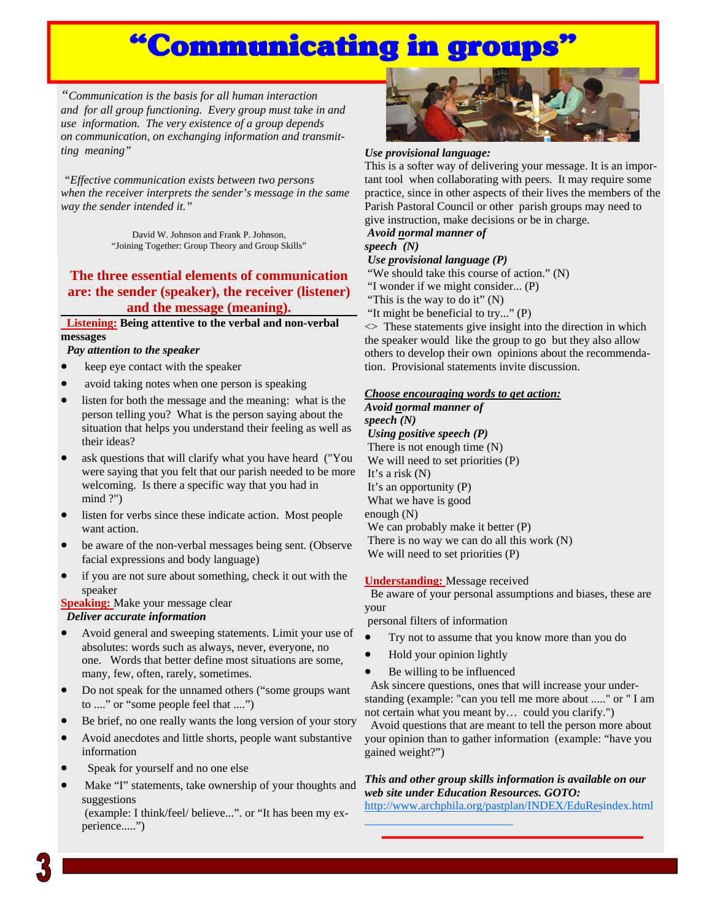# "Communicating in groups"

*"Communication is the basis for all human interaction and for all group functioning. Every group must take in and use information. The very existence of a group depends on communication, on exchanging information and transmitting meaning"*

*"Effective communication exists between two persons when the receiver interprets the sender's message in the same way the sender intended it."*

David W. Johnson and Frank P. Johnson,
"Joining Together: Group Theory and Group Skills"

## The three essential elements of communication are: the sender (speaker), the receiver (listener) and the message (meaning).

**Listening: Being attentive to the verbal and non-verbal messages**

***Pay attention to the speaker***

- keep eye contact with the speaker
- avoid taking notes when one person is speaking
- listen for both the message and the meaning: what is the person telling you? What is the person saying about the situation that helps you understand their feeling as well as their ideas?
- ask questions that will clarify what you have heard ("You were saying that you felt that our parish needed to be more welcoming. Is there a specific way that you had in mind ?")
- listen for verbs since these indicate action. Most people want action.
- be aware of the non-verbal messages being sent. (Observe facial expressions and body language)
- if you are not sure about something, check it out with the speaker

**Speaking:** Make your message clear

***Deliver accurate information***

- Avoid general and sweeping statements. Limit your use of absolutes: words such as always, never, everyone, no one. Words that better define most situations are some, many, few, often, rarely, sometimes.
- Do not speak for the unnamed others ("some groups want to ...." or "some people feel that ....")
- Be brief, no one really wants the long version of your story
- Avoid anecdotes and little shorts, people want substantive information
- Speak for yourself and no one else
- Make "I" statements, take ownership of your thoughts and suggestions (example: I think/feel/ believe...". or "It has been my experience.....")

***Use provisional language:***

This is a softer way of delivering your message. It is an important tool when collaborating with peers. It may require some practice, since in other aspects of their lives the members of the Parish Pastoral Council or other parish groups may need to give instruction, make decisions or be in charge.

***Avoid normal manner of speech (N)***

***Use provisional language (P)***

"We should take this course of action." (N)
"I wonder if we might consider... (P)
"This is the way to do it" (N)
"It might be beneficial to try..." (P)

<> These statements give insight into the direction in which the speaker would like the group to go but they also allow others to develop their own opinions about the recommendation. Provisional statements invite discussion.

***Choose encouraging words to get action:***

***Avoid normal manner of speech (N)***

***Using positive speech (P)***

There is not enough time (N)
We will need to set priorities (P)
It's a risk (N)
It's an opportunity (P)
What we have is good enough (N)
We can probably make it better (P)
There is no way we can do all this work (N)
We will need to set priorities (P)

**Understanding:** Message received

Be aware of your personal assumptions and biases, these are your personal filters of information

- Try not to assume that you know more than you do
- Hold your opinion lightly
- Be willing to be influenced

Ask sincere questions, ones that will increase your understanding (example: "can you tell me more about ....." or " I am not certain what you meant by… could you clarify.")

Avoid questions that are meant to tell the person more about your opinion than to gather information (example: "have you gained weight?")

***This and other group skills information is available on our web site under Education Resources. GOTO:***
http://www.archphila.org/pastplan/INDEX/EduResindex.html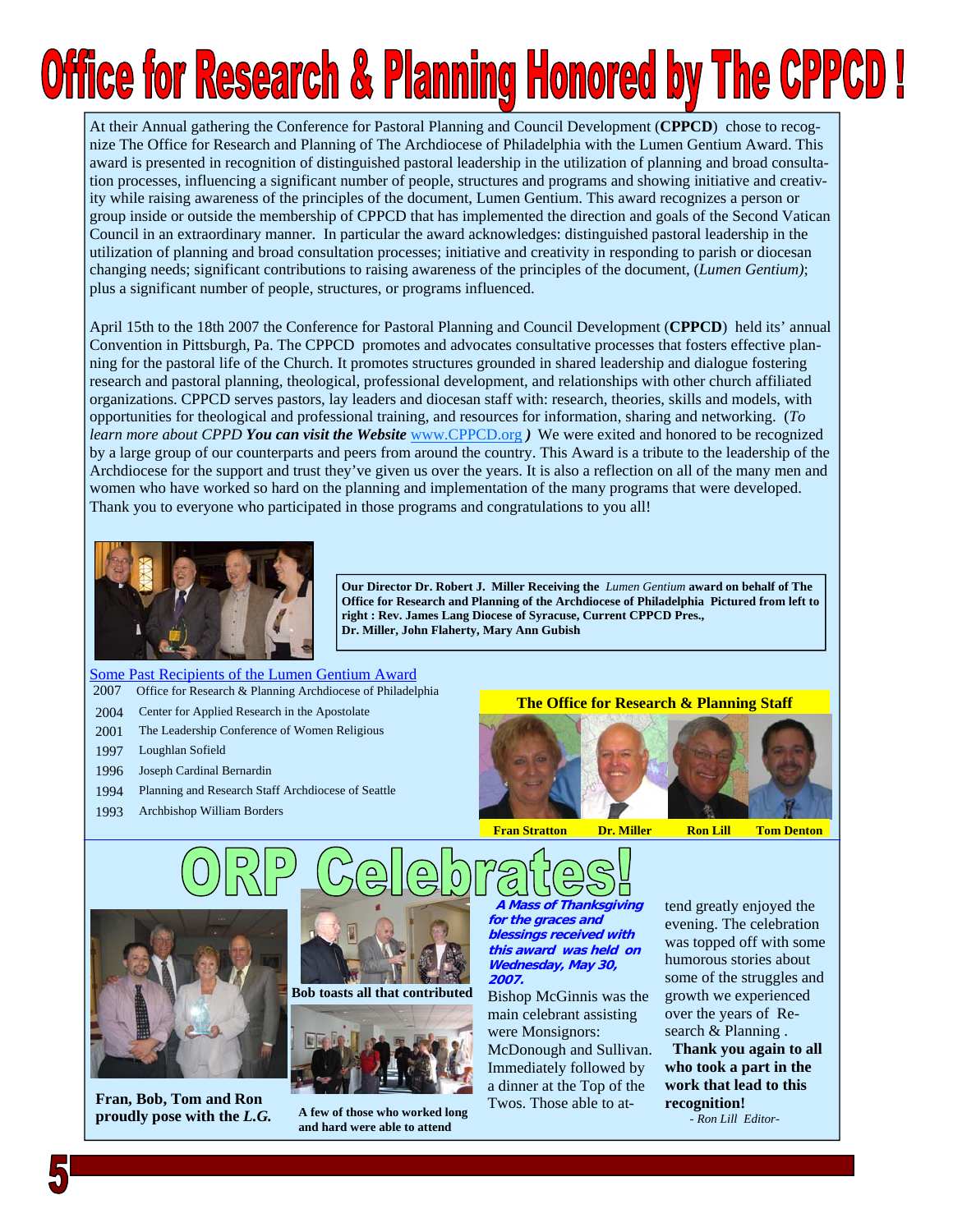# Office for Research & Planning Honored by The CPPCD !

At their Annual gathering the Conference for Pastoral Planning and Council Development (**CPPCD**) chose to recognize The Office for Research and Planning of The Archdiocese of Philadelphia with the Lumen Gentium Award. This award is presented in recognition of distinguished pastoral leadership in the utilization of planning and broad consultation processes, influencing a significant number of people, structures and programs and showing initiative and creativity while raising awareness of the principles of the document, Lumen Gentium. This award recognizes a person or group inside or outside the membership of CPPCD that has implemented the direction and goals of the Second Vatican Council in an extraordinary manner. In particular the award acknowledges: distinguished pastoral leadership in the utilization of planning and broad consultation processes; initiative and creativity in responding to parish or diocesan changing needs; significant contributions to raising awareness of the principles of the document, (*Lumen Gentium)*; plus a significant number of people, structures, or programs influenced.

April 15th to the 18th 2007 the Conference for Pastoral Planning and Council Development (**CPPCD**) held its' annual Convention in Pittsburgh, Pa. The CPPCD promotes and advocates consultative processes that fosters effective planning for the pastoral life of the Church. It promotes structures grounded in shared leadership and dialogue fostering research and pastoral planning, theological, professional development, and relationships with other church affiliated organizations. CPPCD serves pastors, lay leaders and diocesan staff with: research, theories, skills and models, with opportunities for theological and professional training, and resources for information, sharing and networking. (*To learn more about CPPD **You can visit the Website** www.CPPCD.org* **)** We were exited and honored to be recognized by a large group of our counterparts and peers from around the country. This Award is a tribute to the leadership of the Archdiocese for the support and trust they've given us over the years. It is also a reflection on all of the many men and women who have worked so hard on the planning and implementation of the many programs that were developed. Thank you to everyone who participated in those programs and congratulations to you all!

**Our Director Dr. Robert J. Miller Receiving the *Lumen Gentium* award on behalf of The Office for Research and Planning of the Archdiocese of Philadelphia Pictured from left to right : Rev. James Lang Diocese of Syracuse, Current CPPCD Pres., Dr. Miller, John Flaherty, Mary Ann Gubish**

Some Past Recipients of the Lumen Gentium Award

| | |
|---|---|
| 2007 | Office for Research & Planning Archdiocese of Philadelphia |
| 2004 | Center for Applied Research in the Apostolate |
| 2001 | The Leadership Conference of Women Religious |
| 1997 | Loughlan Sofield |
| 1996 | Joseph Cardinal Bernardin |
| 1994 | Planning and Research Staff Archdiocese of Seattle |
| 1993 | Archbishop William Borders |

**The Office for Research & Planning Staff**

**Fran Stratton** **Dr. Miller** **Ron Lill** **Tom Denton**

# ORP Celebrates!

**Fran, Bob, Tom and Ron proudly pose with the *L.G.***

**Bob toasts all that contributed**

**A few of those who worked long and hard were able to attend**

***A Mass of Thanksgiving for the graces and blessings received with this award was held on Wednesday, May 30, 2007.***

Bishop McGinnis was the main celebrant assisting were Monsignors: McDonough and Sullivan. Immediately followed by a dinner at the Top of the Twos. Those able to attend greatly enjoyed the evening. The celebration was topped off with some humorous stories about some of the struggles and growth we experienced over the years of Research & Planning .

**Thank you again to all who took a part in the work that lead to this recognition!**

*- Ron Lill Editor-*